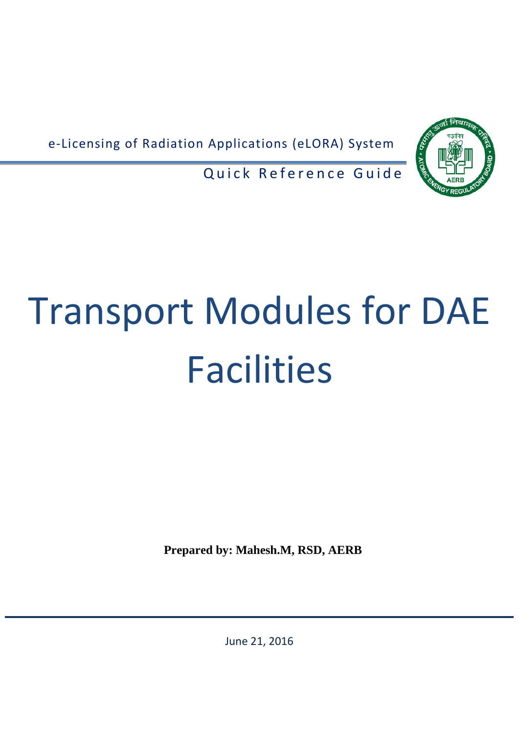e-Licensing of Radiation Applications (eLORA) System

Quick Reference Guide

# Transport Modules for DAE Facilities

**Prepared by: Mahesh.M, RSD, AERB**

June 21, 2016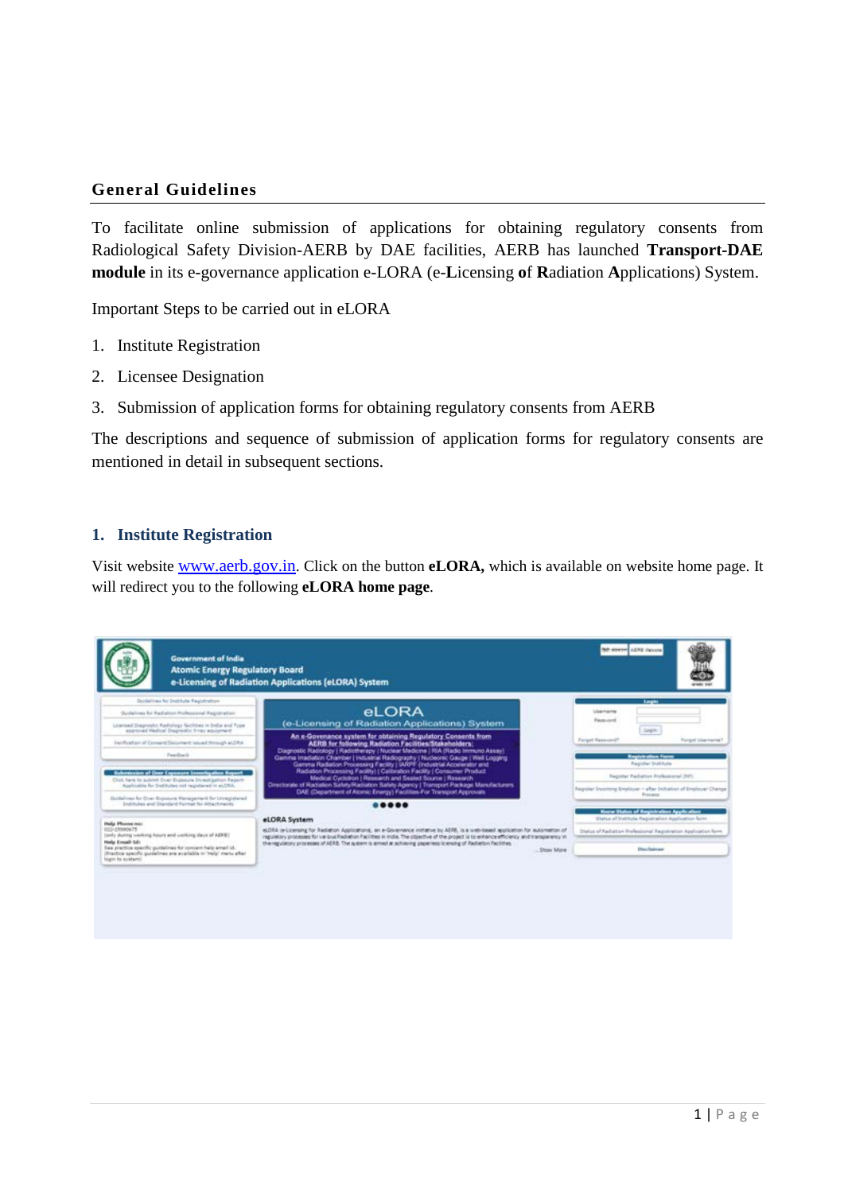## General Guidelines

To facilitate online submission of applications for obtaining regulatory consents from Radiological Safety Division-AERB by DAE facilities, AERB has launched **Transport-DAE module** in its e-governance application e-LORA (e-**L**icensing **o**f **R**adiation **A**pplications) System.

Important Steps to be carried out in eLORA

1. Institute Registration
2. Licensee Designation
3. Submission of application forms for obtaining regulatory consents from AERB

The descriptions and sequence of submission of application forms for regulatory consents are mentioned in detail in subsequent sections.

### 1. Institute Registration

Visit website www.aerb.gov.in. Click on the button **eLORA,** which is available on website home page. It will redirect you to the following **eLORA home page**.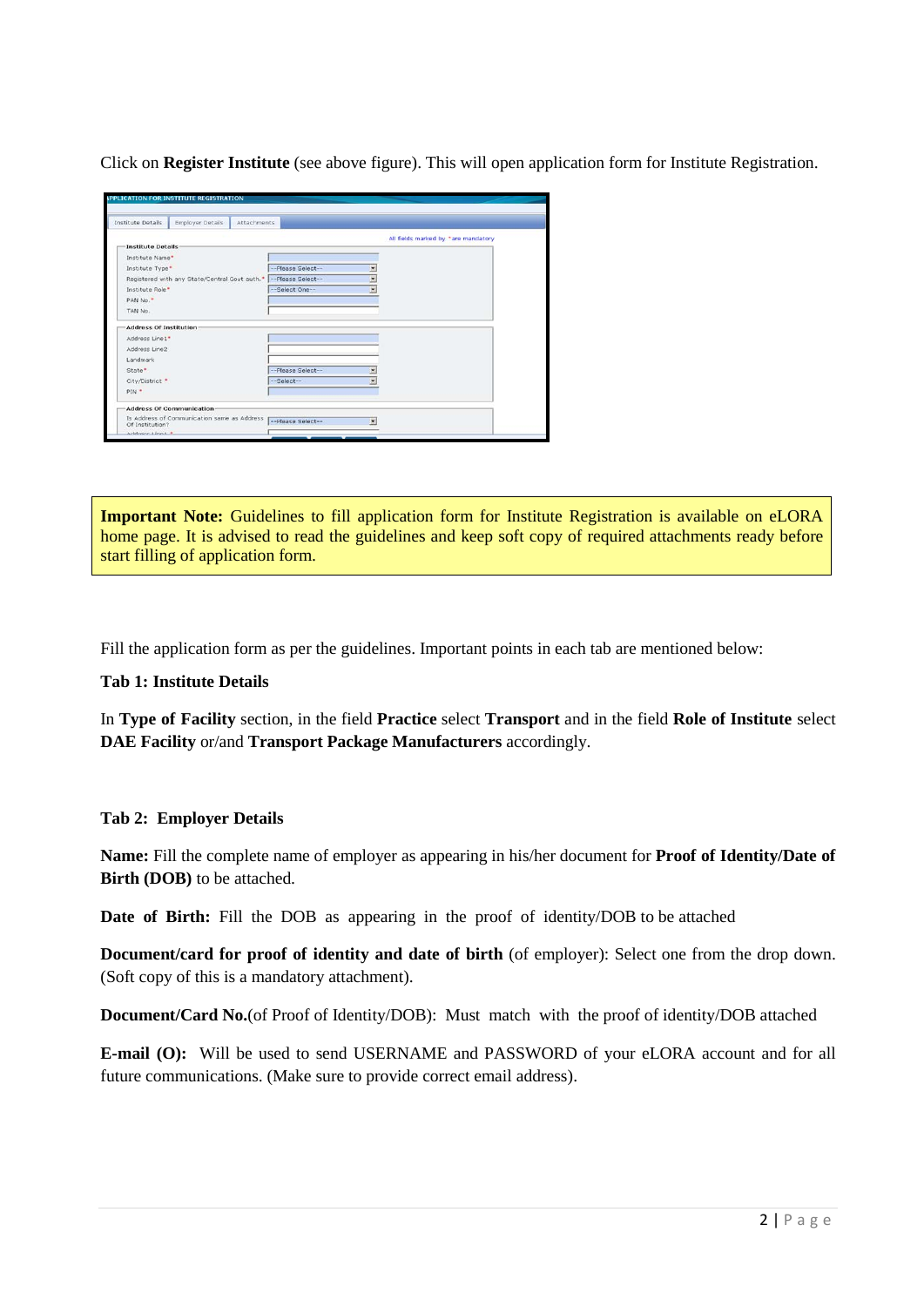Click on **Register Institute** (see above figure). This will open application form for Institute Registration.

> **Important Note:** Guidelines to fill application form for Institute Registration is available on eLORA home page. It is advised to read the guidelines and keep soft copy of required attachments ready before start filling of application form.

Fill the application form as per the guidelines. Important points in each tab are mentioned below:

**Tab 1: Institute Details**

In **Type of Facility** section, in the field **Practice** select **Transport** and in the field **Role of Institute** select **DAE Facility** or/and **Transport Package Manufacturers** accordingly.

**Tab 2: Employer Details**

**Name:** Fill the complete name of employer as appearing in his/her document for **Proof of Identity/Date of Birth (DOB)** to be attached.

**Date of Birth:** Fill the DOB as appearing in the proof of identity/DOB to be attached

**Document/card for proof of identity and date of birth** (of employer): Select one from the drop down. (Soft copy of this is a mandatory attachment).

**Document/Card No.**(of Proof of Identity/DOB): Must match with the proof of identity/DOB attached

**E-mail (O):** Will be used to send USERNAME and PASSWORD of your eLORA account and for all future communications. (Make sure to provide correct email address).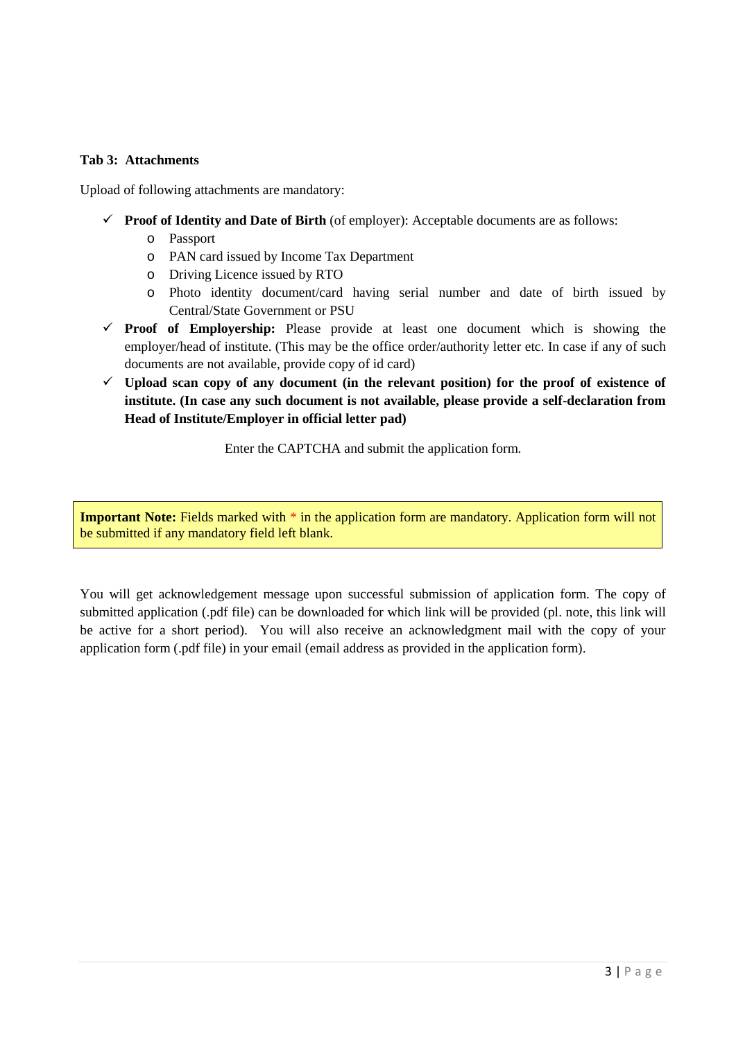**Tab 3: Attachments**

Upload of following attachments are mandatory:

- ✓ **Proof of Identity and Date of Birth** (of employer): Acceptable documents are as follows:
  - Passport
  - PAN card issued by Income Tax Department
  - Driving Licence issued by RTO
  - Photo identity document/card having serial number and date of birth issued by Central/State Government or PSU
- ✓ **Proof of Employership:** Please provide at least one document which is showing the employer/head of institute. (This may be the office order/authority letter etc. In case if any of such documents are not available, provide copy of id card)
- ✓ **Upload scan copy of any document (in the relevant position) for the proof of existence of institute. (In case any such document is not available, please provide a self-declaration from Head of Institute/Employer in official letter pad)**

Enter the CAPTCHA and submit the application form.

**Important Note:** Fields marked with * in the application form are mandatory. Application form will not be submitted if any mandatory field left blank.

You will get acknowledgement message upon successful submission of application form. The copy of submitted application (.pdf file) can be downloaded for which link will be provided (pl. note, this link will be active for a short period). You will also receive an acknowledgment mail with the copy of your application form (.pdf file) in your email (email address as provided in the application form).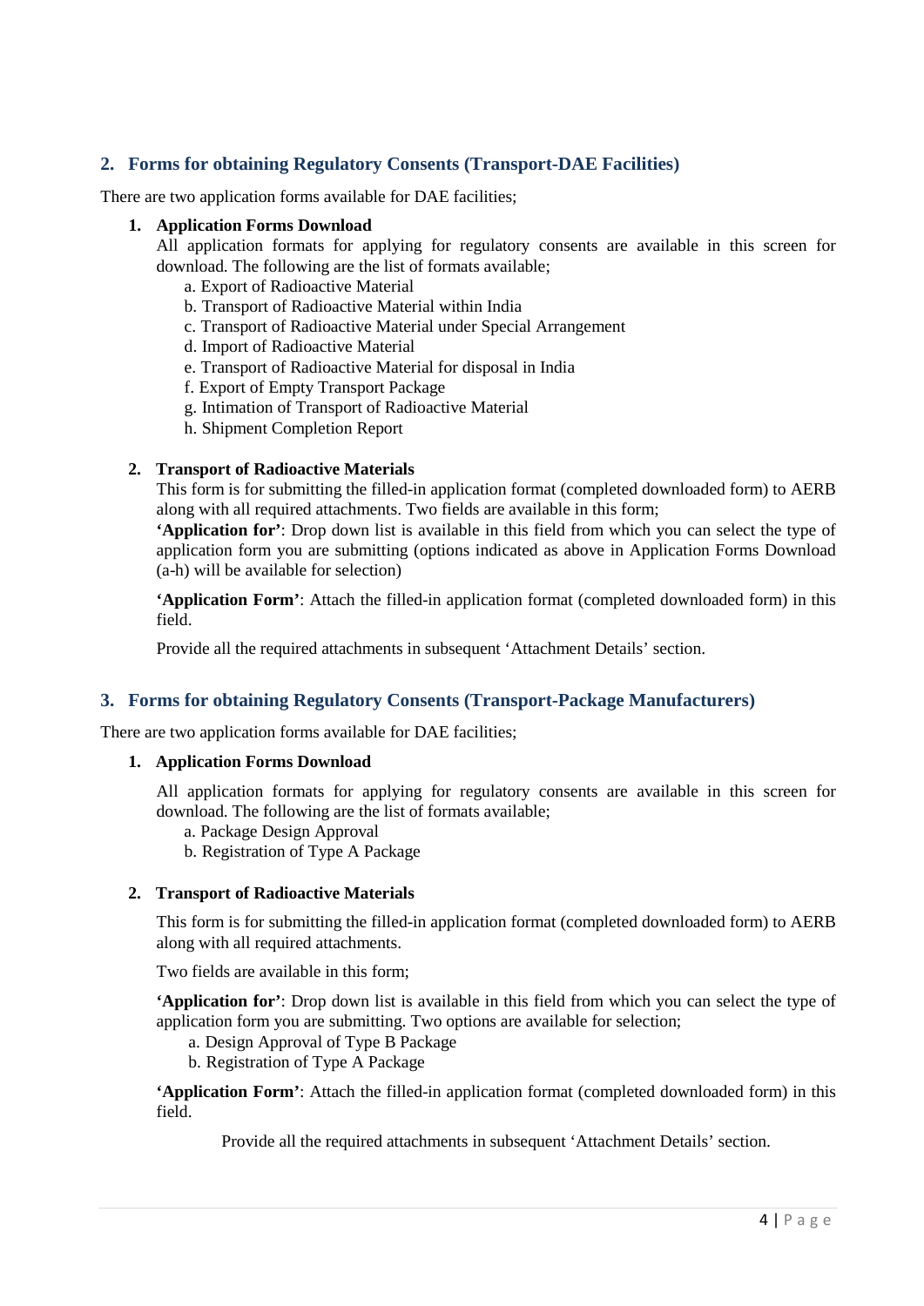## 2. Forms for obtaining Regulatory Consents (Transport-DAE Facilities)

There are two application forms available for DAE facilities;

1. **Application Forms Download**

   All application formats for applying for regulatory consents are available in this screen for download. The following are the list of formats available;

   a. Export of Radioactive Material
   b. Transport of Radioactive Material within India
   c. Transport of Radioactive Material under Special Arrangement
   d. Import of Radioactive Material
   e. Transport of Radioactive Material for disposal in India
   f. Export of Empty Transport Package
   g. Intimation of Transport of Radioactive Material
   h. Shipment Completion Report

2. **Transport of Radioactive Materials**

   This form is for submitting the filled-in application format (completed downloaded form) to AERB along with all required attachments. Two fields are available in this form;

   **'Application for'**: Drop down list is available in this field from which you can select the type of application form you are submitting (options indicated as above in Application Forms Download (a-h) will be available for selection)

   **'Application Form'**: Attach the filled-in application format (completed downloaded form) in this field.

   Provide all the required attachments in subsequent 'Attachment Details' section.

## 3. Forms for obtaining Regulatory Consents (Transport-Package Manufacturers)

There are two application forms available for DAE facilities;

1. **Application Forms Download**

   All application formats for applying for regulatory consents are available in this screen for download. The following are the list of formats available;

   a. Package Design Approval
   b. Registration of Type A Package

2. **Transport of Radioactive Materials**

   This form is for submitting the filled-in application format (completed downloaded form) to AERB along with all required attachments.

   Two fields are available in this form;

   **'Application for'**: Drop down list is available in this field from which you can select the type of application form you are submitting. Two options are available for selection;

   a. Design Approval of Type B Package
   b. Registration of Type A Package

   **'Application Form'**: Attach the filled-in application format (completed downloaded form) in this field.

   Provide all the required attachments in subsequent 'Attachment Details' section.